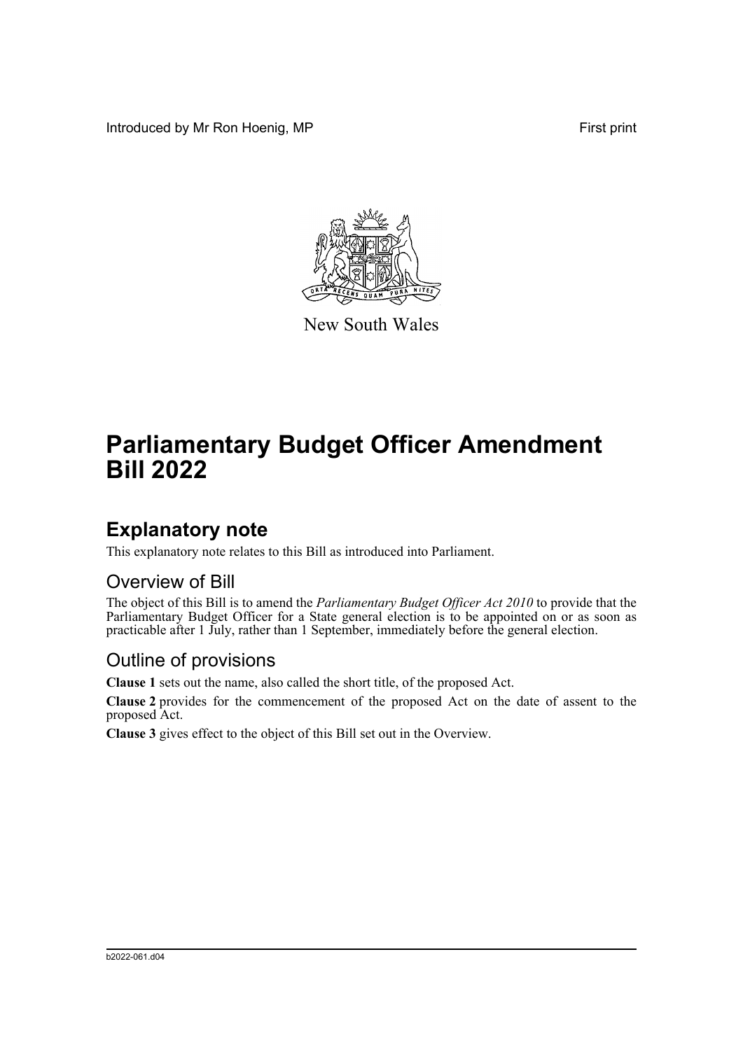Introduced by Mr Ron Hoenig, MP

First print

New South Wales

# Parliamentary Budget Officer Amendment Bill 2022

## Explanatory note

This explanatory note relates to this Bill as introduced into Parliament.

### Overview of Bill

The object of this Bill is to amend the *Parliamentary Budget Officer Act 2010* to provide that the Parliamentary Budget Officer for a State general election is to be appointed on or as soon as practicable after 1 July, rather than 1 September, immediately before the general election.

### Outline of provisions

**Clause 1** sets out the name, also called the short title, of the proposed Act.

**Clause 2** provides for the commencement of the proposed Act on the date of assent to the proposed Act.

**Clause 3** gives effect to the object of this Bill set out in the Overview.

b2022-061.d04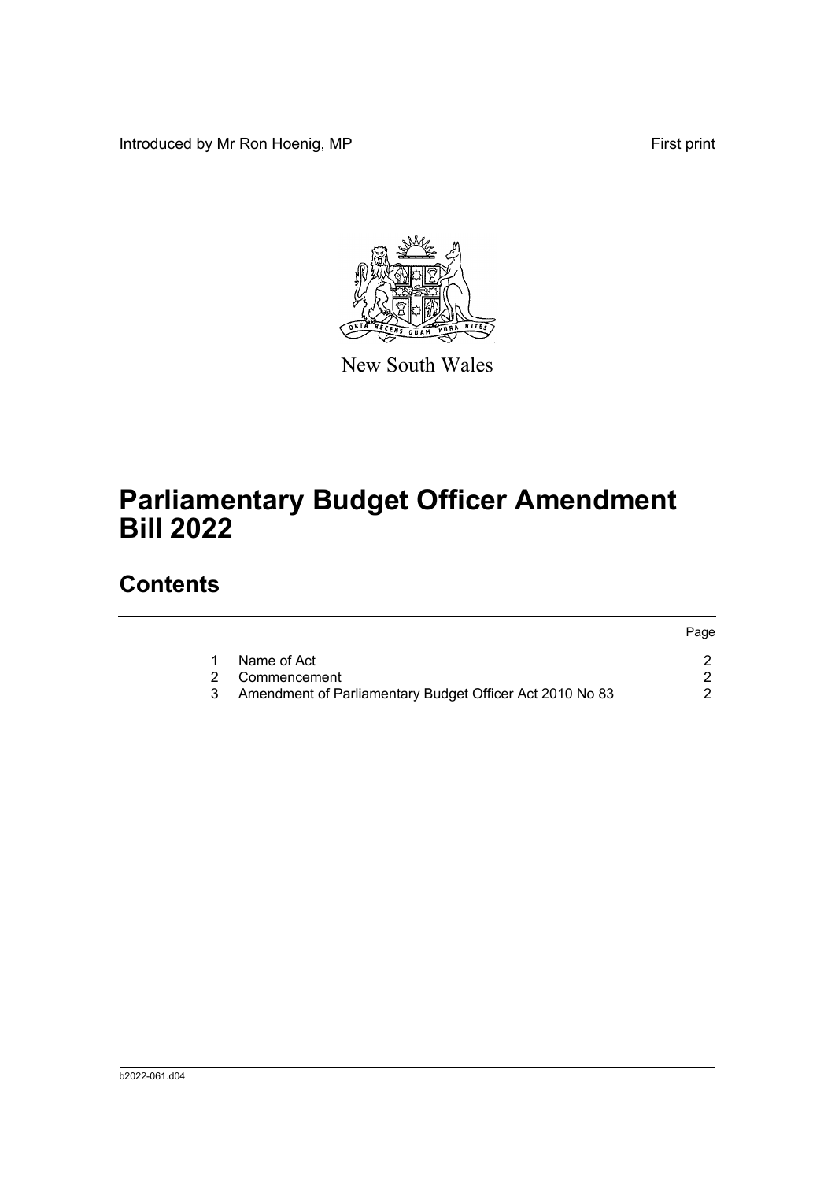Introduced by Mr Ron Hoenig, MP First print

New South Wales

# Parliamentary Budget Officer Amendment Bill 2022

## Contents

| | | Page |
|---|---|---|
| 1 | Name of Act | 2 |
| 2 | Commencement | 2 |
| 3 | Amendment of Parliamentary Budget Officer Act 2010 No 83 | 2 |

b2022-061.d04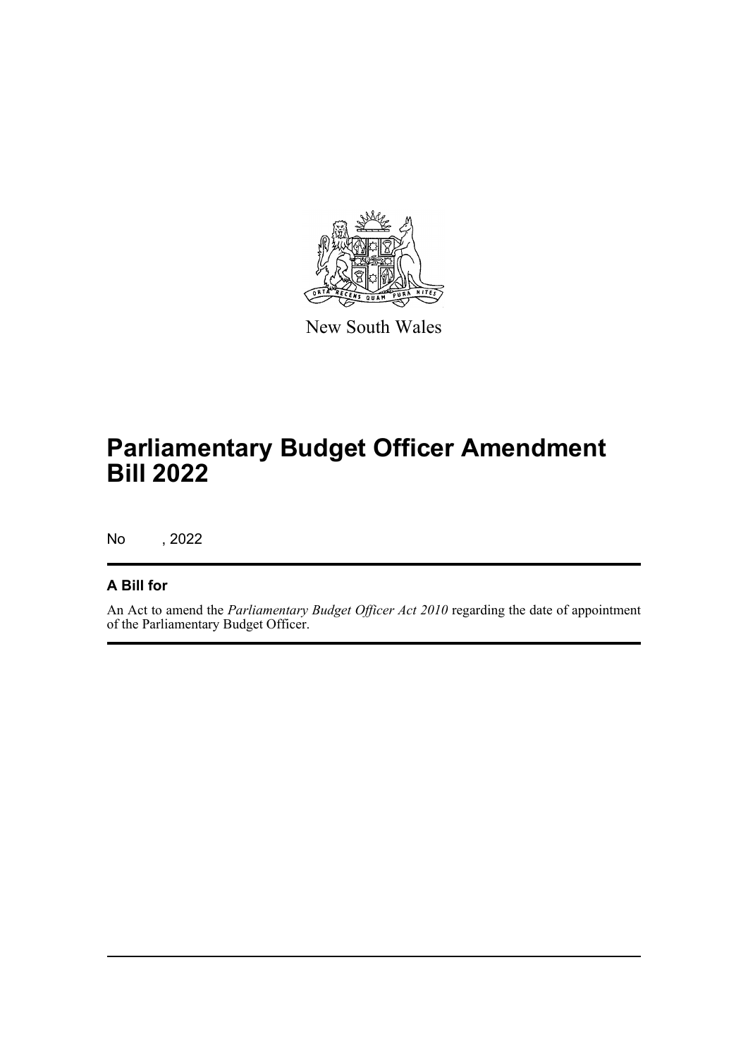New South Wales

# Parliamentary Budget Officer Amendment Bill 2022

No , 2022

## A Bill for

An Act to amend the *Parliamentary Budget Officer Act 2010* regarding the date of appointment of the Parliamentary Budget Officer.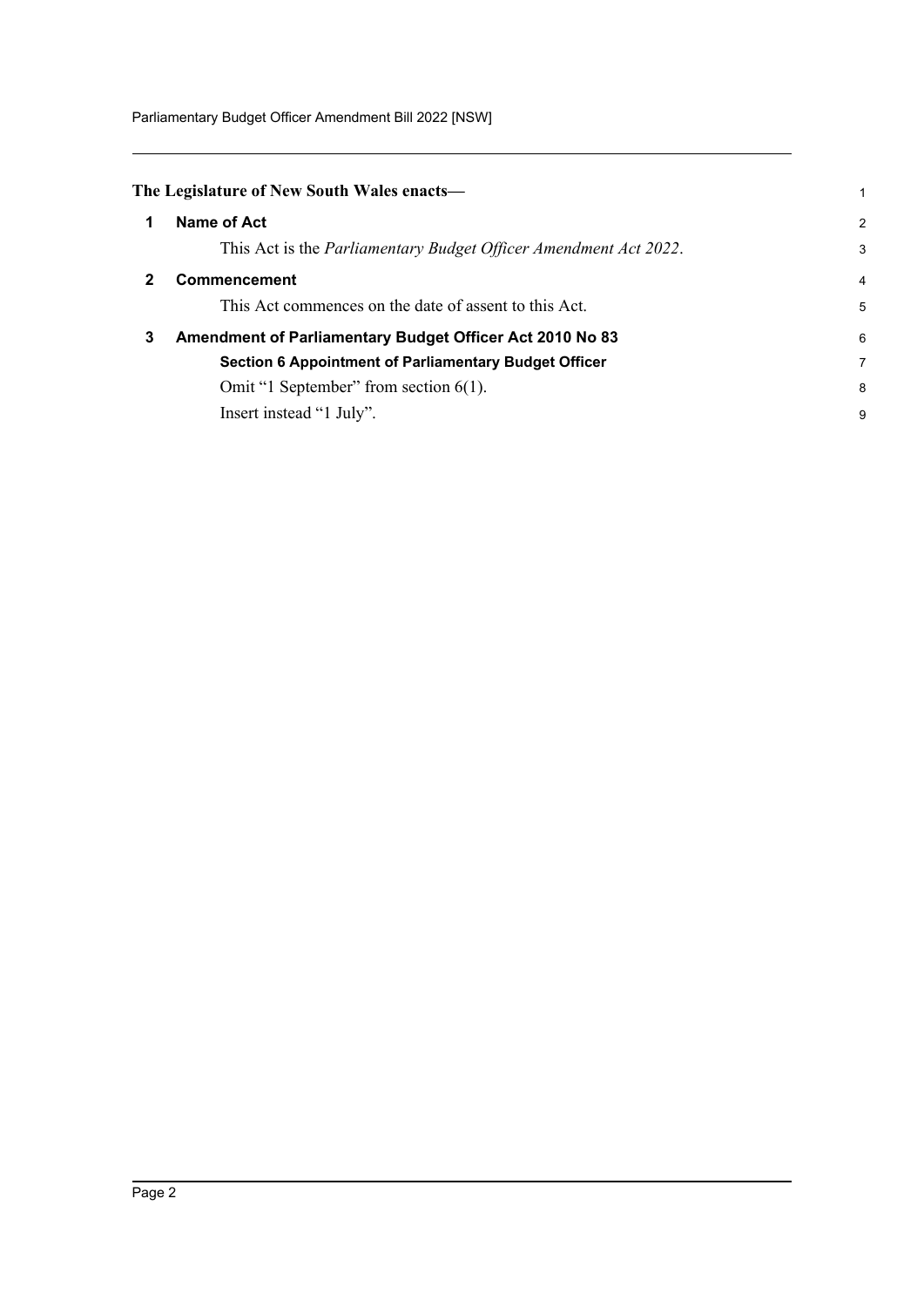**The Legislature of New South Wales enacts—**

## 1 Name of Act

This Act is the *Parliamentary Budget Officer Amendment Act 2022*.

## 2 Commencement

This Act commences on the date of assent to this Act.

## 3 Amendment of Parliamentary Budget Officer Act 2010 No 83

### Section 6 Appointment of Parliamentary Budget Officer

Omit "1 September" from section 6(1).

Insert instead "1 July".